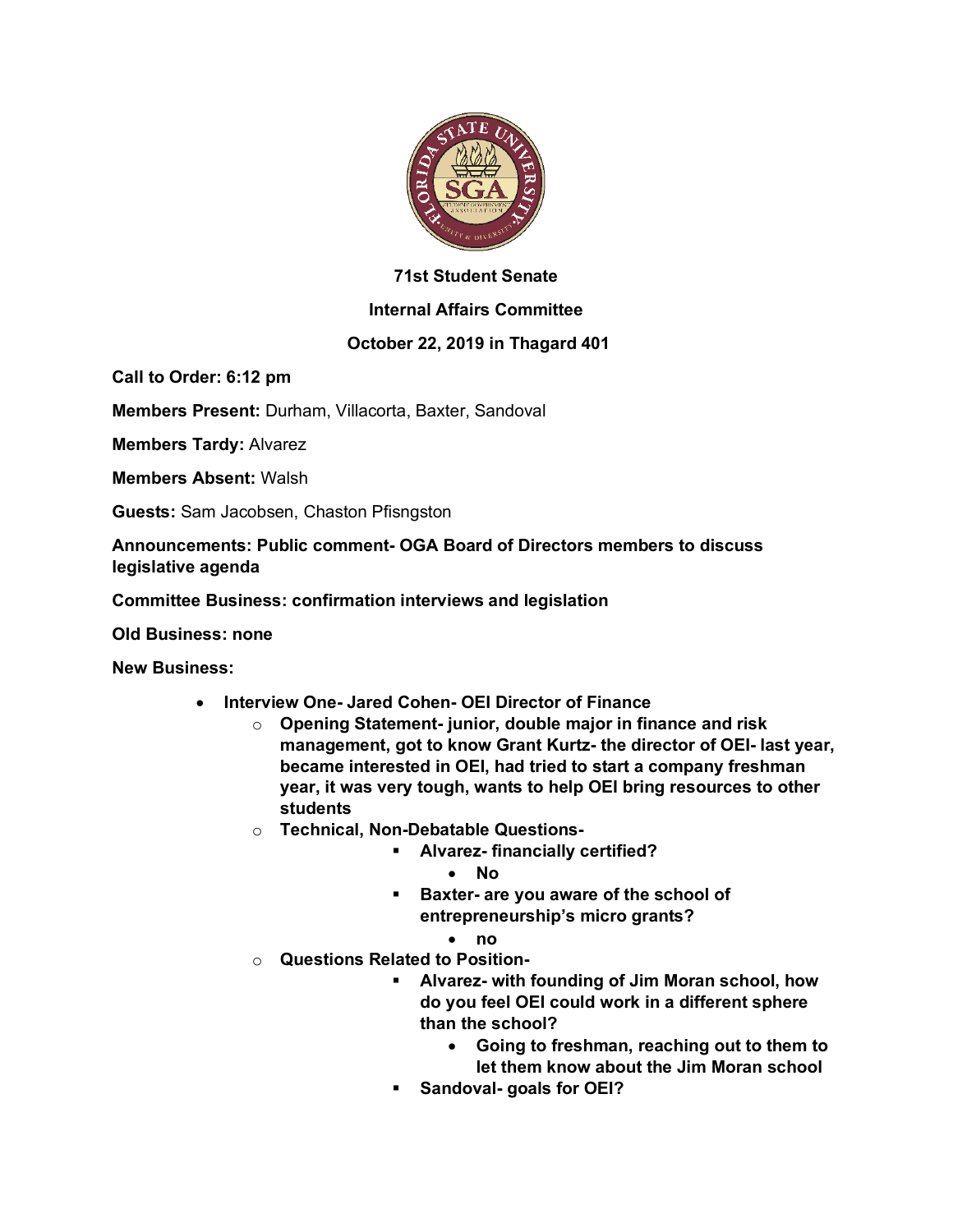**71st Student Senate**

**Internal Affairs Committee**

**October 22, 2019 in Thagard 401**

**Call to Order: 6:12 pm**

**Members Present:** Durham, Villacorta, Baxter, Sandoval

**Members Tardy:** Alvarez

**Members Absent:** Walsh

**Guests:** Sam Jacobsen, Chaston Pfisngston

**Announcements: Public comment- OGA Board of Directors members to discuss legislative agenda**

**Committee Business: confirmation interviews and legislation**

**Old Business: none**

**New Business:**

- **Interview One- Jared Cohen- OEI Director of Finance**
  - **Opening Statement- junior, double major in finance and risk management, got to know Grant Kurtz- the director of OEI- last year, became interested in OEI, had tried to start a company freshman year, it was very tough, wants to help OEI bring resources to other students**
  - **Technical, Non-Debatable Questions-**
    - **Alvarez- financially certified?**
      - **No**
    - **Baxter- are you aware of the school of entrepreneurship's micro grants?**
      - **no**
  - **Questions Related to Position-**
    - **Alvarez- with founding of Jim Moran school, how do you feel OEI could work in a different sphere than the school?**
      - **Going to freshman, reaching out to them to let them know about the Jim Moran school**
    - **Sandoval- goals for OEI?**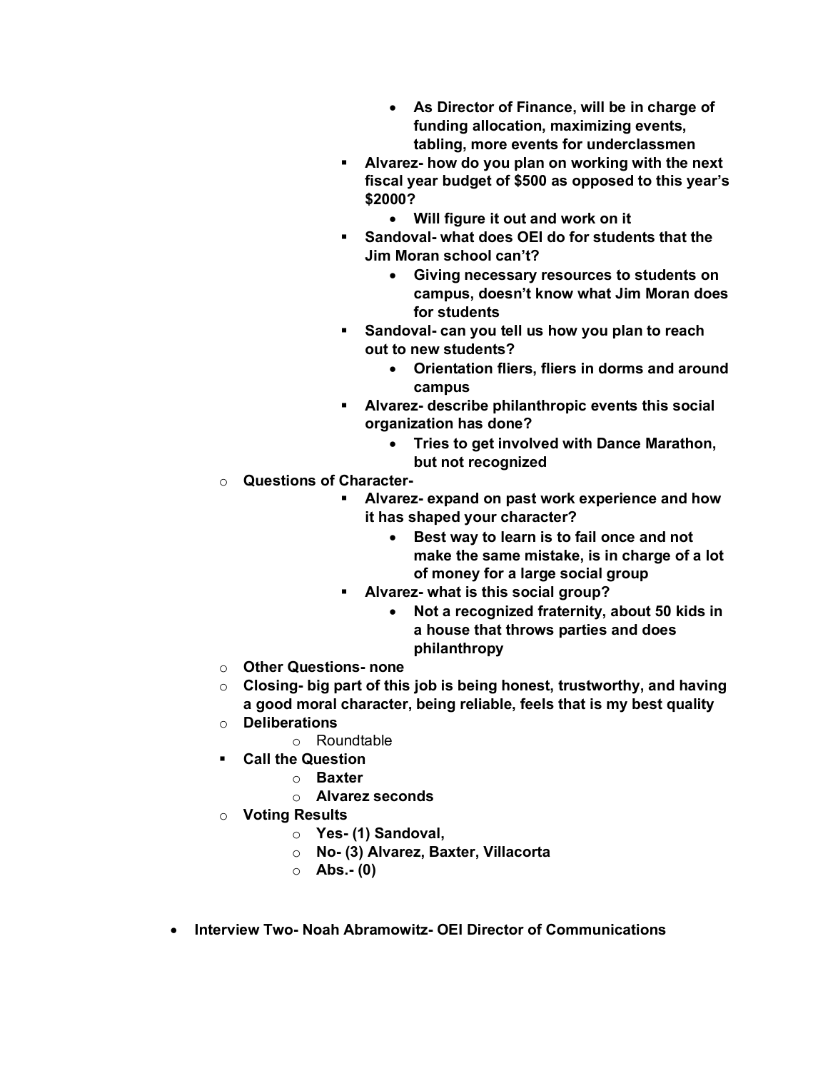- **As Director of Finance, will be in charge of funding allocation, maximizing events, tabling, more events for underclassmen**
      - **Alvarez- how do you plan on working with the next fiscal year budget of $500 as opposed to this year's $2000?**
        - **Will figure it out and work on it**
      - **Sandoval- what does OEI do for students that the Jim Moran school can't?**
        - **Giving necessary resources to students on campus, doesn't know what Jim Moran does for students**
      - **Sandoval- can you tell us how you plan to reach out to new students?**
        - **Orientation fliers, fliers in dorms and around campus**
      - **Alvarez- describe philanthropic events this social organization has done?**
        - **Tries to get involved with Dance Marathon, but not recognized**
  - **Questions of Character-**
      - **Alvarez- expand on past work experience and how it has shaped your character?**
        - **Best way to learn is to fail once and not make the same mistake, is in charge of a lot of money for a large social group**
      - **Alvarez- what is this social group?**
        - **Not a recognized fraternity, about 50 kids in a house that throws parties and does philanthropy**
  - **Other Questions- none**
  - **Closing- big part of this job is being honest, trustworthy, and having a good moral character, being reliable, feels that is my best quality**
  - **Deliberations**
    - Roundtable
  - **Call the Question**
    - **Baxter**
    - **Alvarez seconds**
  - **Voting Results**
    - **Yes- (1) Sandoval,**
    - **No- (3) Alvarez, Baxter, Villacorta**
    - **Abs.- (0)**

- **Interview Two- Noah Abramowitz- OEI Director of Communications**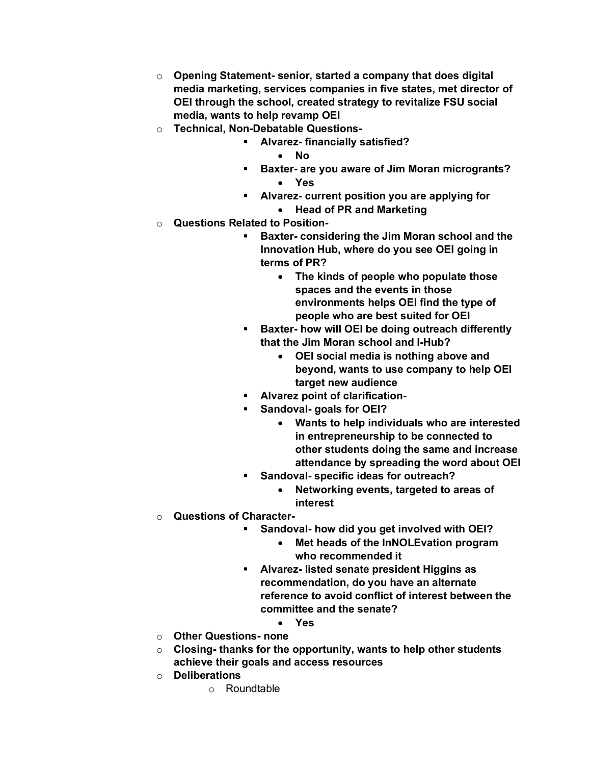- **Opening Statement- senior, started a company that does digital media marketing, services companies in five states, met director of OEI through the school, created strategy to revitalize FSU social media, wants to help revamp OEI**
- **Technical, Non-Debatable Questions-**
  - **Alvarez- financially satisfied?**
    - **No**
  - **Baxter- are you aware of Jim Moran microgrants?**
    - **Yes**
  - **Alvarez- current position you are applying for**
    - **Head of PR and Marketing**
- **Questions Related to Position-**
  - **Baxter- considering the Jim Moran school and the Innovation Hub, where do you see OEI going in terms of PR?**
    - **The kinds of people who populate those spaces and the events in those environments helps OEI find the type of people who are best suited for OEI**
  - **Baxter- how will OEI be doing outreach differently that the Jim Moran school and I-Hub?**
    - **OEI social media is nothing above and beyond, wants to use company to help OEI target new audience**
  - **Alvarez point of clarification-**
  - **Sandoval- goals for OEI?**
    - **Wants to help individuals who are interested in entrepreneurship to be connected to other students doing the same and increase attendance by spreading the word about OEI**
  - **Sandoval- specific ideas for outreach?**
    - **Networking events, targeted to areas of interest**
- **Questions of Character-**
  - **Sandoval- how did you get involved with OEI?**
    - **Met heads of the InNOLEvation program who recommended it**
  - **Alvarez- listed senate president Higgins as recommendation, do you have an alternate reference to avoid conflict of interest between the committee and the senate?**
    - **Yes**
- **Other Questions- none**
- **Closing- thanks for the opportunity, wants to help other students achieve their goals and access resources**
- **Deliberations**
  - Roundtable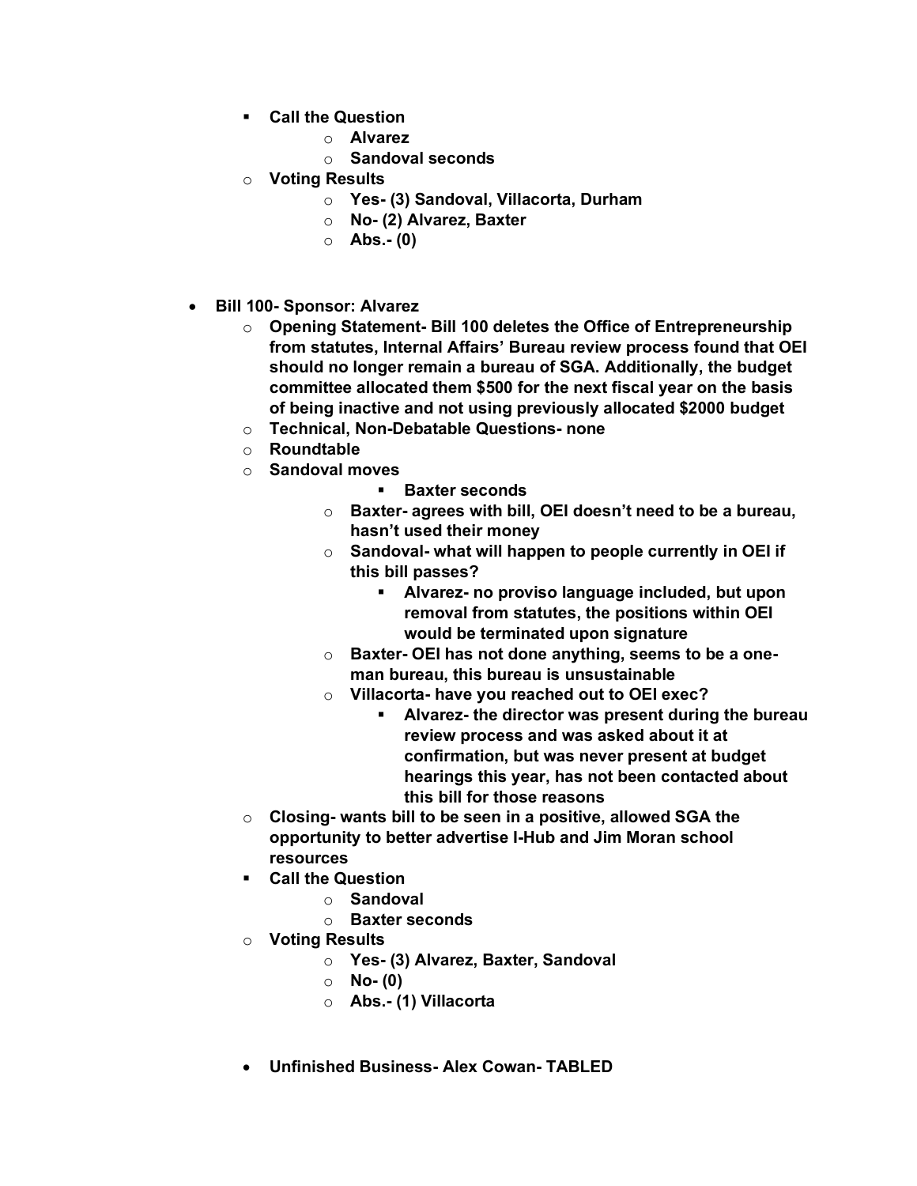- **Call the Question**
  - **Alvarez**
  - **Sandoval seconds**
- **Voting Results**
  - **Yes- (3) Sandoval, Villacorta, Durham**
  - **No- (2) Alvarez, Baxter**
  - **Abs.- (0)**

- **Bill 100- Sponsor: Alvarez**
  - **Opening Statement- Bill 100 deletes the Office of Entrepreneurship from statutes, Internal Affairs' Bureau review process found that OEI should no longer remain a bureau of SGA. Additionally, the budget committee allocated them $500 for the next fiscal year on the basis of being inactive and not using previously allocated $2000 budget**
  - **Technical, Non-Debatable Questions- none**
  - **Roundtable**
  - **Sandoval moves**
    - **Baxter seconds**
    - **Baxter- agrees with bill, OEI doesn't need to be a bureau, hasn't used their money**
    - **Sandoval- what will happen to people currently in OEI if this bill passes?**
      - **Alvarez- no proviso language included, but upon removal from statutes, the positions within OEI would be terminated upon signature**
    - **Baxter- OEI has not done anything, seems to be a one-man bureau, this bureau is unsustainable**
    - **Villacorta- have you reached out to OEI exec?**
      - **Alvarez- the director was present during the bureau review process and was asked about it at confirmation, but was never present at budget hearings this year, has not been contacted about this bill for those reasons**
  - **Closing- wants bill to be seen in a positive, allowed SGA the opportunity to better advertise I-Hub and Jim Moran school resources**
  - **Call the Question**
    - **Sandoval**
    - **Baxter seconds**
  - **Voting Results**
    - **Yes- (3) Alvarez, Baxter, Sandoval**
    - **No- (0)**
    - **Abs.- (1) Villacorta**

- **Unfinished Business- Alex Cowan- TABLED**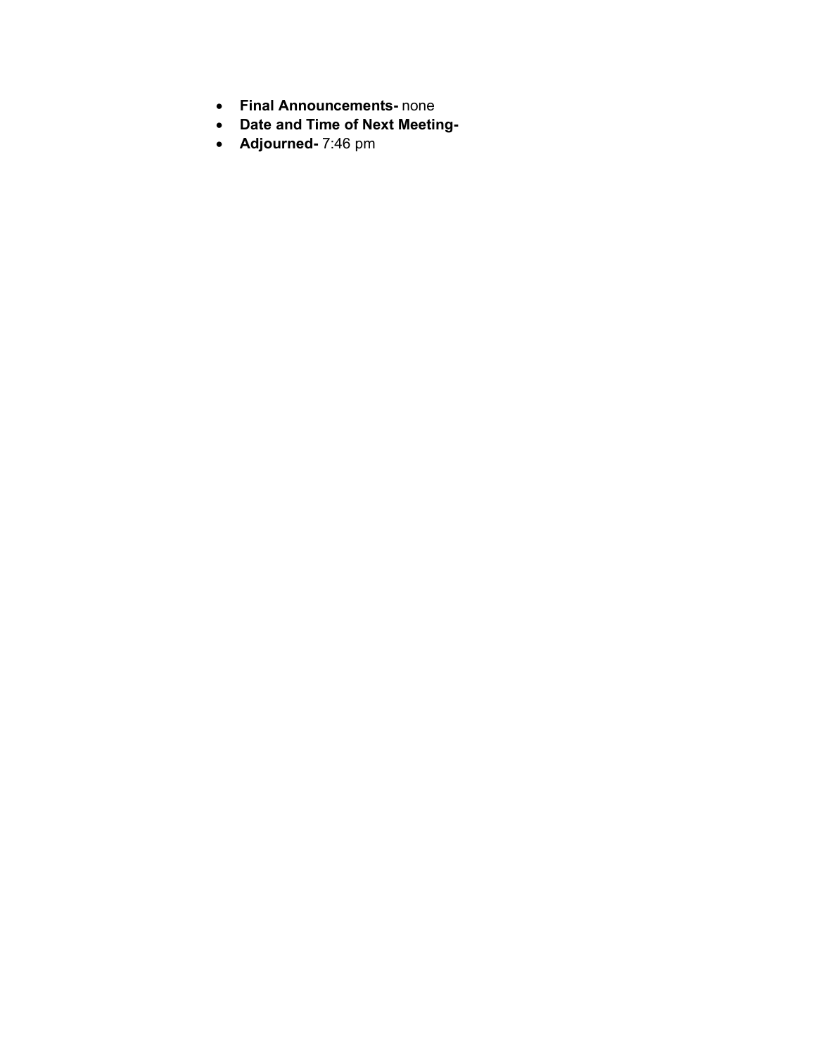- **Final Announcements-** none
- **Date and Time of Next Meeting-**
- **Adjourned-** 7:46 pm